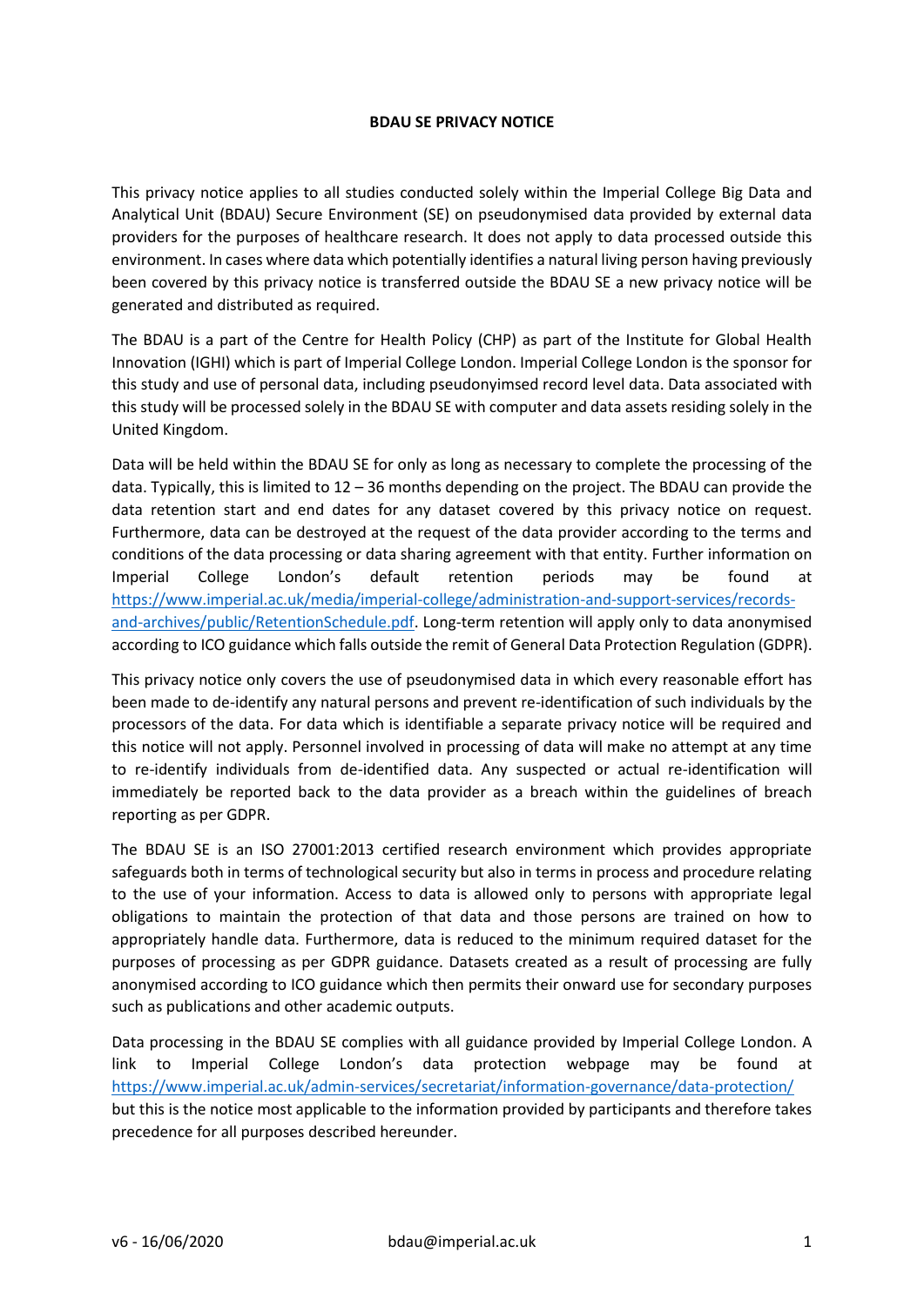**BDAU SE PRIVACY NOTICE**

This privacy notice applies to all studies conducted solely within the Imperial College Big Data and Analytical Unit (BDAU) Secure Environment (SE) on pseudonymised data provided by external data providers for the purposes of healthcare research. It does not apply to data processed outside this environment. In cases where data which potentially identifies a natural living person having previously been covered by this privacy notice is transferred outside the BDAU SE a new privacy notice will be generated and distributed as required.

The BDAU is a part of the Centre for Health Policy (CHP) as part of the Institute for Global Health Innovation (IGHI) which is part of Imperial College London. Imperial College London is the sponsor for this study and use of personal data, including pseudonyimsed record level data. Data associated with this study will be processed solely in the BDAU SE with computer and data assets residing solely in the United Kingdom.

Data will be held within the BDAU SE for only as long as necessary to complete the processing of the data. Typically, this is limited to 12 – 36 months depending on the project. The BDAU can provide the data retention start and end dates for any dataset covered by this privacy notice on request. Furthermore, data can be destroyed at the request of the data provider according to the terms and conditions of the data processing or data sharing agreement with that entity. Further information on Imperial College London's default retention periods may be found at https://www.imperial.ac.uk/media/imperial-college/administration-and-support-services/records-and-archives/public/RetentionSchedule.pdf. Long-term retention will apply only to data anonymised according to ICO guidance which falls outside the remit of General Data Protection Regulation (GDPR).

This privacy notice only covers the use of pseudonymised data in which every reasonable effort has been made to de-identify any natural persons and prevent re-identification of such individuals by the processors of the data. For data which is identifiable a separate privacy notice will be required and this notice will not apply. Personnel involved in processing of data will make no attempt at any time to re-identify individuals from de-identified data. Any suspected or actual re-identification will immediately be reported back to the data provider as a breach within the guidelines of breach reporting as per GDPR.

The BDAU SE is an ISO 27001:2013 certified research environment which provides appropriate safeguards both in terms of technological security but also in terms in process and procedure relating to the use of your information. Access to data is allowed only to persons with appropriate legal obligations to maintain the protection of that data and those persons are trained on how to appropriately handle data. Furthermore, data is reduced to the minimum required dataset for the purposes of processing as per GDPR guidance. Datasets created as a result of processing are fully anonymised according to ICO guidance which then permits their onward use for secondary purposes such as publications and other academic outputs.

Data processing in the BDAU SE complies with all guidance provided by Imperial College London. A link to Imperial College London's data protection webpage may be found at https://www.imperial.ac.uk/admin-services/secretariat/information-governance/data-protection/ but this is the notice most applicable to the information provided by participants and therefore takes precedence for all purposes described hereunder.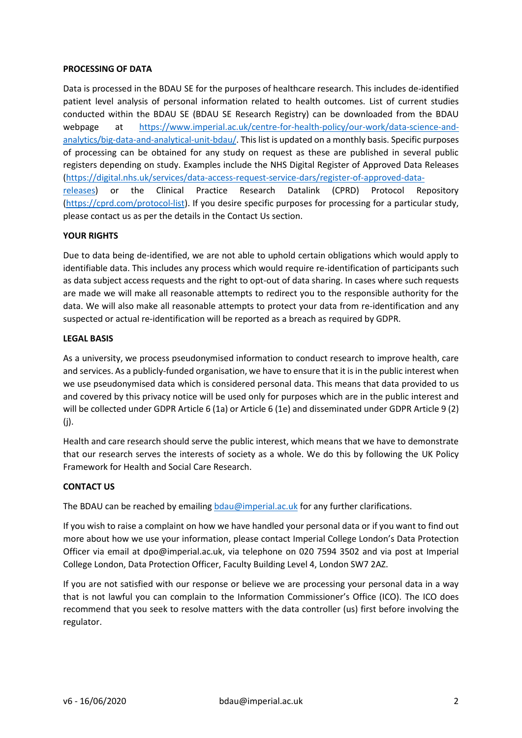## PROCESSING OF DATA

Data is processed in the BDAU SE for the purposes of healthcare research. This includes de-identified patient level analysis of personal information related to health outcomes. List of current studies conducted within the BDAU SE (BDAU SE Research Registry) can be downloaded from the BDAU webpage at https://www.imperial.ac.uk/centre-for-health-policy/our-work/data-science-and-analytics/big-data-and-analytical-unit-bdau/. This list is updated on a monthly basis. Specific purposes of processing can be obtained for any study on request as these are published in several public registers depending on study. Examples include the NHS Digital Register of Approved Data Releases (https://digital.nhs.uk/services/data-access-request-service-dars/register-of-approved-data-releases) or the Clinical Practice Research Datalink (CPRD) Protocol Repository (https://cprd.com/protocol-list). If you desire specific purposes for processing for a particular study, please contact us as per the details in the Contact Us section.

## YOUR RIGHTS

Due to data being de-identified, we are not able to uphold certain obligations which would apply to identifiable data. This includes any process which would require re-identification of participants such as data subject access requests and the right to opt-out of data sharing. In cases where such requests are made we will make all reasonable attempts to redirect you to the responsible authority for the data. We will also make all reasonable attempts to protect your data from re-identification and any suspected or actual re-identification will be reported as a breach as required by GDPR.

## LEGAL BASIS

As a university, we process pseudonymised information to conduct research to improve health, care and services. As a publicly-funded organisation, we have to ensure that it is in the public interest when we use pseudonymised data which is considered personal data. This means that data provided to us and covered by this privacy notice will be used only for purposes which are in the public interest and will be collected under GDPR Article 6 (1a) or Article 6 (1e) and disseminated under GDPR Article 9 (2) (j).

Health and care research should serve the public interest, which means that we have to demonstrate that our research serves the interests of society as a whole. We do this by following the UK Policy Framework for Health and Social Care Research.

## CONTACT US

The BDAU can be reached by emailing bdau@imperial.ac.uk for any further clarifications.

If you wish to raise a complaint on how we have handled your personal data or if you want to find out more about how we use your information, please contact Imperial College London's Data Protection Officer via email at dpo@imperial.ac.uk, via telephone on 020 7594 3502 and via post at Imperial College London, Data Protection Officer, Faculty Building Level 4, London SW7 2AZ.

If you are not satisfied with our response or believe we are processing your personal data in a way that is not lawful you can complain to the Information Commissioner's Office (ICO). The ICO does recommend that you seek to resolve matters with the data controller (us) first before involving the regulator.